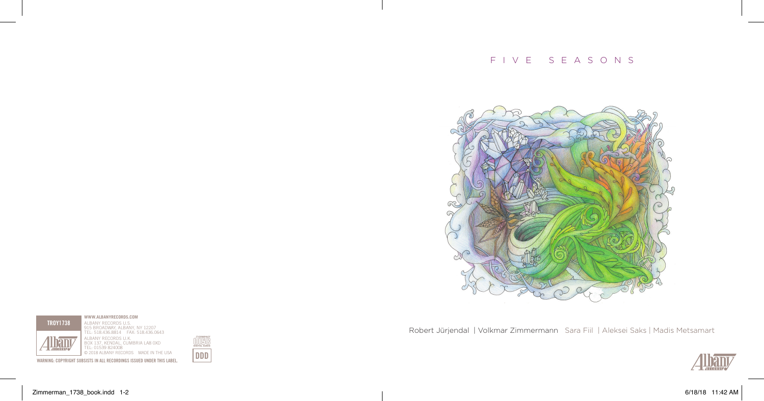# FIVE SEASONS

Robert Jürjendal | Volkmar Zimmermann Sara Fiil | Aleksei Saks | Madis Metsamart

**TROY1738**

**WWW.ALBANYRECORDS.COM**

ALBANY RECORDS U.S.
915 BROADWAY, ALBANY, NY 12207
TEL: 518.436.8814 FAX: 518.436.0643

ALBANY RECORDS U.K.
BOX 137, KENDAL, CUMBRIA LA8 0XD
TEL: 01539 824008

© 2018 ALBANY RECORDS MADE IN THE USA

DDD

**WARNING: COPYRIGHT SUBSISTS IN ALL RECORDINGS ISSUED UNDER THIS LABEL.**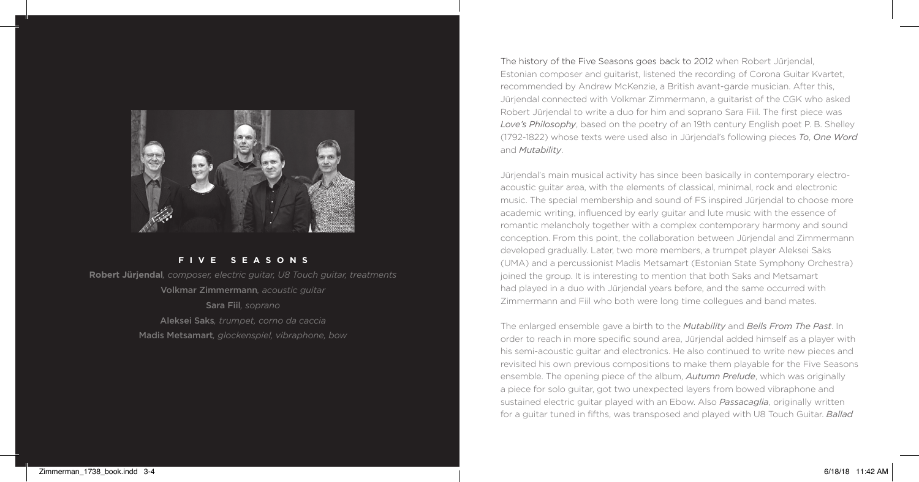## FIVE SEASONS

**Robert Jürjendal**, *composer, electric guitar, U8 Touch guitar, treatments*
**Volkmar Zimmermann**, *acoustic guitar*
**Sara Fiil**, *soprano*
**Aleksei Saks**, *trumpet, corno da caccia*
**Madis Metsamart**, *glockenspiel, vibraphone, bow*

The history of the Five Seasons goes back to 2012 when Robert Jürjendal, Estonian composer and guitarist, listened the recording of Corona Guitar Kvartet, recommended by Andrew McKenzie, a British avant-garde musician. After this, Jürjendal connected with Volkmar Zimmermann, a guitarist of the CGK who asked Robert Jürjendal to write a duo for him and soprano Sara Fiil. The first piece was *Love's Philosophy*, based on the poetry of an 19th century English poet P. B. Shelley (1792-1822) whose texts were used also in Jürjendal's following pieces *To*, *One Word* and *Mutability*.

Jürjendal's main musical activity has since been basically in contemporary electro-acoustic guitar area, with the elements of classical, minimal, rock and electronic music. The special membership and sound of FS inspired Jürjendal to choose more academic writing, influenced by early guitar and lute music with the essence of romantic melancholy together with a complex contemporary harmony and sound conception. From this point, the collaboration between Jürjendal and Zimmermann developed gradually. Later, two more members, a trumpet player Aleksei Saks (UMA) and a percussionist Madis Metsamart (Estonian State Symphony Orchestra) joined the group. It is interesting to mention that both Saks and Metsamart had played in a duo with Jürjendal years before, and the same occurred with Zimmermann and Fiil who both were long time collegues and band mates.

The enlarged ensemble gave a birth to the *Mutability* and *Bells From The Past*. In order to reach in more specific sound area, Jürjendal added himself as a player with his semi-acoustic guitar and electronics. He also continued to write new pieces and revisited his own previous compositions to make them playable for the Five Seasons ensemble. The opening piece of the album, *Autumn Prelude*, which was originally a piece for solo guitar, got two unexpected layers from bowed vibraphone and sustained electric guitar played with an Ebow. Also *Passacaglia*, originally written for a guitar tuned in fifths, was transposed and played with U8 Touch Guitar. *Ballad*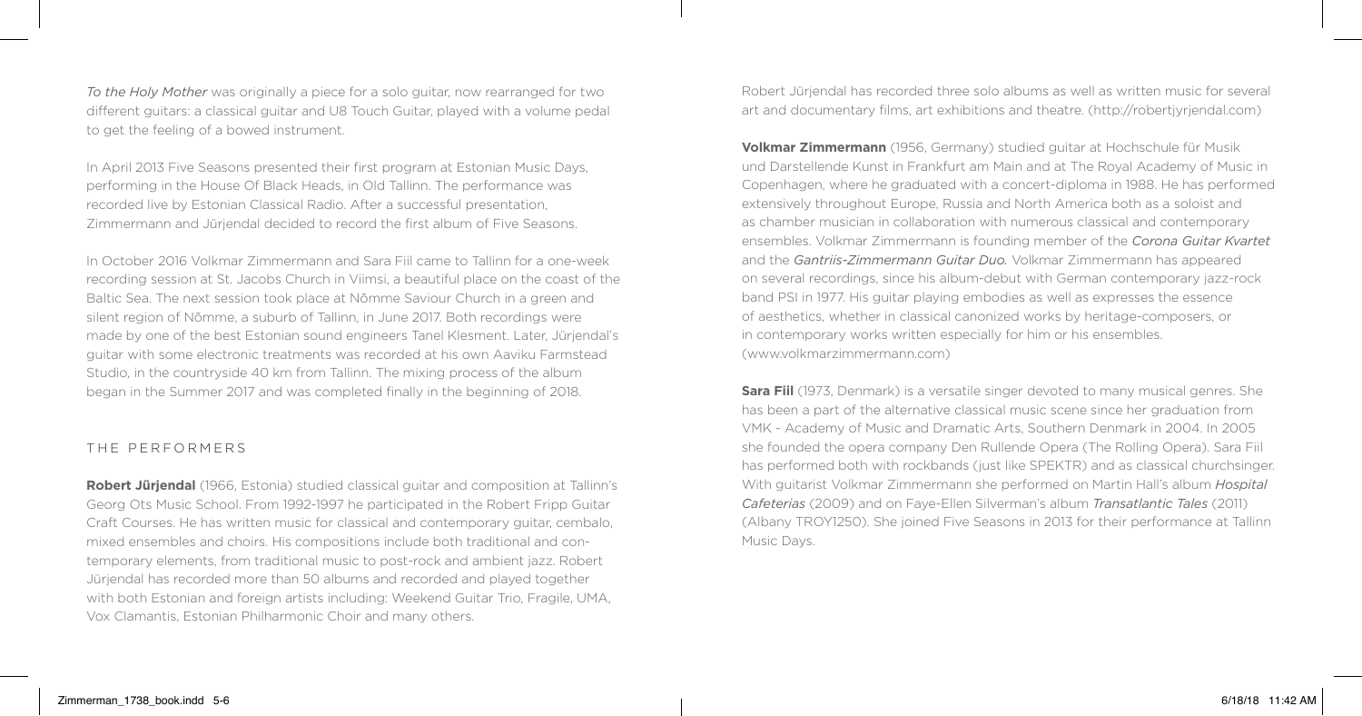*To the Holy Mother* was originally a piece for a solo guitar, now rearranged for two different guitars: a classical guitar and U8 Touch Guitar, played with a volume pedal to get the feeling of a bowed instrument.

In April 2013 Five Seasons presented their first program at Estonian Music Days, performing in the House Of Black Heads, in Old Tallinn. The performance was recorded live by Estonian Classical Radio. After a successful presentation, Zimmermann and Jürjendal decided to record the first album of Five Seasons.

In October 2016 Volkmar Zimmermann and Sara Fiil came to Tallinn for a one-week recording session at St. Jacobs Church in Viimsi, a beautiful place on the coast of the Baltic Sea. The next session took place at Nõmme Saviour Church in a green and silent region of Nõmme, a suburb of Tallinn, in June 2017. Both recordings were made by one of the best Estonian sound engineers Tanel Klesment. Later, Jürjendal's guitar with some electronic treatments was recorded at his own Aaviku Farmstead Studio, in the countryside 40 km from Tallinn. The mixing process of the album began in the Summer 2017 and was completed finally in the beginning of 2018.

## THE PERFORMERS

**Robert Jürjendal** (1966, Estonia) studied classical guitar and composition at Tallinn's Georg Ots Music School. From 1992-1997 he participated in the Robert Fripp Guitar Craft Courses. He has written music for classical and contemporary guitar, cembalo, mixed ensembles and choirs. His compositions include both traditional and contemporary elements, from traditional music to post-rock and ambient jazz. Robert Jürjendal has recorded more than 50 albums and recorded and played together with both Estonian and foreign artists including: Weekend Guitar Trio, Fragile, UMA, Vox Clamantis, Estonian Philharmonic Choir and many others.

Robert Jürjendal has recorded three solo albums as well as written music for several art and documentary films, art exhibitions and theatre. (http://robertjyrjendal.com)

**Volkmar Zimmermann** (1956, Germany) studied guitar at Hochschule für Musik und Darstellende Kunst in Frankfurt am Main and at The Royal Academy of Music in Copenhagen, where he graduated with a concert-diploma in 1988. He has performed extensively throughout Europe, Russia and North America both as a soloist and as chamber musician in collaboration with numerous classical and contemporary ensembles. Volkmar Zimmermann is founding member of the *Corona Guitar Kvartet* and the *Gantriis-Zimmermann Guitar Duo.* Volkmar Zimmermann has appeared on several recordings, since his album-debut with German contemporary jazz-rock band PSI in 1977. His guitar playing embodies as well as expresses the essence of aesthetics, whether in classical canonized works by heritage-composers, or in contemporary works written especially for him or his ensembles. (www.volkmarzimmermann.com)

**Sara Fiil** (1973, Denmark) is a versatile singer devoted to many musical genres. She has been a part of the alternative classical music scene since her graduation from VMK - Academy of Music and Dramatic Arts, Southern Denmark in 2004. In 2005 she founded the opera company Den Rullende Opera (The Rolling Opera). Sara Fiil has performed both with rockbands (just like SPEKTR) and as classical churchsinger. With guitarist Volkmar Zimmermann she performed on Martin Hall's album *Hospital Cafeterias* (2009) and on Faye-Ellen Silverman's album *Transatlantic Tales* (2011) (Albany TROY1250). She joined Five Seasons in 2013 for their performance at Tallinn Music Days.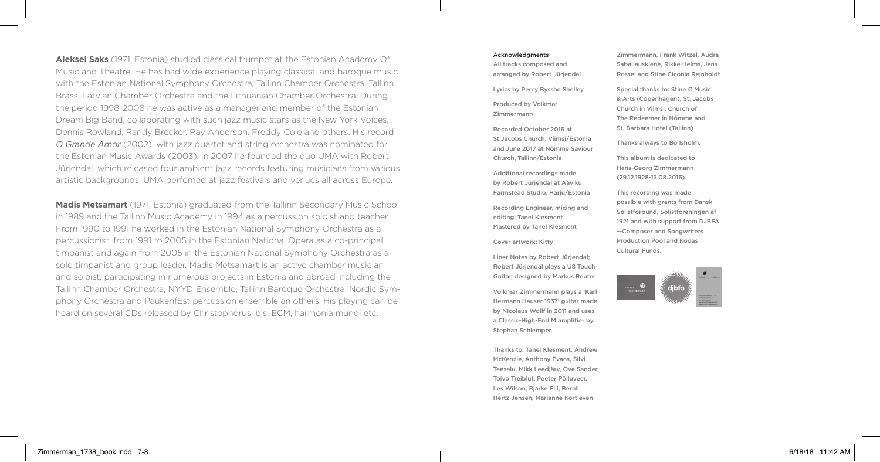**Aleksei Saks** (1971, Estonia) studied classical trumpet at the Estonian Academy Of Music and Theatre. He has had wide experience playing classical and baroque music with the Estonian National Symphony Orchestra, Tallinn Chamber Orchestra, Tallinn Brass, Latvian Chamber Orchestra and the Lithuanian Chamber Orchestra. During the period 1998-2008 he was active as a manager and member of the Estonian Dream Big Band, collaborating with such jazz music stars as the New York Voices, Dennis Rowland, Randy Brecker, Ray Anderson, Freddy Cole and others. His record *O Grande Amor* (2002), with jazz quartet and string orchestra was nominated for the Estonian Music Awards (2003). In 2007 he founded the duo UMA with Robert Jürjendal, which released four ambient jazz records featuring musicians from various artistic backgrounds. UMA perfomed at jazz festivals and venues all across Europe.

**Madis Metsamart** (1971, Estonia) graduated from the Tallinn Secondary Music School in 1989 and the Tallinn Music Academy in 1994 as a percussion soloist and teacher. From 1990 to 1991 he worked in the Estonian National Symphony Orchestra as a percussionist, from 1991 to 2005 in the Estonian National Opera as a co-principal timpanist and again from 2005 in the Estonian National Symphony Orchestra as a solo timpanist and group leader. Madis Metsamart is an active chamber musician and soloist, participating in numerous projects in Estonia and abroad including the Tallinn Chamber Orchestra, NYYD Ensemble, Tallinn Baroque Orchestra, Nordic Symphony Orchestra and PaukenfEst percussion ensemble an others. His playing can be heard on several CDs released by Christophorus, bis, ECM, harmonia mundi etc.

## Acknowledgments

All tracks composed and arranged by Robert Jürjendal

Lyrics by Percy Bysshe Shelley

Produced by Volkmar Zimmermann

Recorded October 2016 at St.Jacobs Church, Viimsi/Estonia and June 2017 at Nõmme Saviour Church, Tallinn/Estonia

Additional recordings made by Robert Jürjendal at Aaviku Farmstead Studio, Harju/Estonia

Recording Engineer, mixing and editing: Tanel Klesment
Mastered by Tanel Klesment

Cover artwork: Kitty

Liner Notes by Robert Jürjendal;
Robert Jürjendal plays a U8 Touch Guitar, designed by Markus Reuter

Volkmar Zimmermann plays a 'Karl Hermann Hauser 1937' guitar made by Nicolaus Wolff in 2011 and uses a Classic-High-End M amplifier by Stephan Schlemper.

Thanks to: Tanel Klesment, Andrew McKenzie, Anthony Evans, Silvi Teesalu, Mikk Leedjärv, Ove Sander, Toivo Treiblut, Peeter Põlluveer, Les Wilson, Bjarke Fiil, Bernt Hertz Jensen, Marianne Kortleven Zimmermann, Frank Witzel, Audra Sabaliauskienė, Rikke Helms, Jens Rossel and Stine Ciconia Rejnholdt

Special thanks to: Stine C Music & Arts (Copenhagen), St. Jacobs Church in Viimsi, Church of The Redeemer in Nõmme and St. Barbara Hotel (Tallinn)

Thanks always to Bo Isholm.

This album is dedicated to Hans-Georg Zimmermann (29.12.1928-13.08.2016).

This recording was made possible with grants from Dansk Solistforbund, Solistforeningen af 1921 and with support from DJBFA —Composer and Songwriters Production Pool and Kodas Cultural Funds.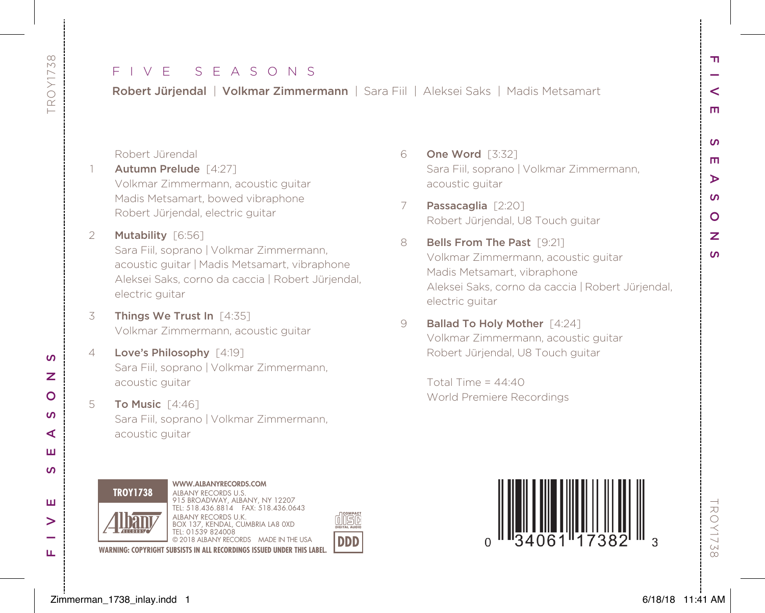# FIVE SEASONS

**Robert Jürjendal** | **Volkmar Zimmermann** | Sara Fiil | Aleksei Saks | Madis Metsamart

Robert Jürendal

1 **Autumn Prelude** [4:27]
Volkmar Zimmermann, acoustic guitar
Madis Metsamart, bowed vibraphone
Robert Jürjendal, electric guitar

2 **Mutability** [6:56]
Sara Fiil, soprano | Volkmar Zimmermann, acoustic guitar | Madis Metsamart, vibraphone
Aleksei Saks, corno da caccia | Robert Jürjendal, electric guitar

3 **Things We Trust In** [4:35]
Volkmar Zimmermann, acoustic guitar

4 **Love's Philosophy** [4:19]
Sara Fiil, soprano | Volkmar Zimmermann, acoustic guitar

5 **To Music** [4:46]
Sara Fiil, soprano | Volkmar Zimmermann, acoustic guitar

6 **One Word** [3:32]
Sara Fiil, soprano | Volkmar Zimmermann, acoustic guitar

7 **Passacaglia** [2:20]
Robert Jürjendal, U8 Touch guitar

8 **Bells From The Past** [9:21]
Volkmar Zimmermann, acoustic guitar
Madis Metsamart, vibraphone
Aleksei Saks, corno da caccia | Robert Jürjendal, electric guitar

9 **Ballad To Holy Mother** [4:24]
Volkmar Zimmermann, acoustic guitar
Robert Jürjendal, U8 Touch guitar

Total Time = 44:40
World Premiere Recordings

**TROY1738**

**WWW.ALBANYRECORDS.COM**
ALBANY RECORDS U.S.
915 BROADWAY, ALBANY, NY 12207
TEL: 518.436.8814 FAX: 518.436.0643
ALBANY RECORDS U.K.
BOX 137, KENDAL, CUMBRIA LA8 0XD
TEL: 01539 824008
© 2018 ALBANY RECORDS MADE IN THE USA

**WARNING: COPYRIGHT SUBSISTS IN ALL RECORDINGS ISSUED UNDER THIS LABEL.**

DDD

0 34061 17382 3